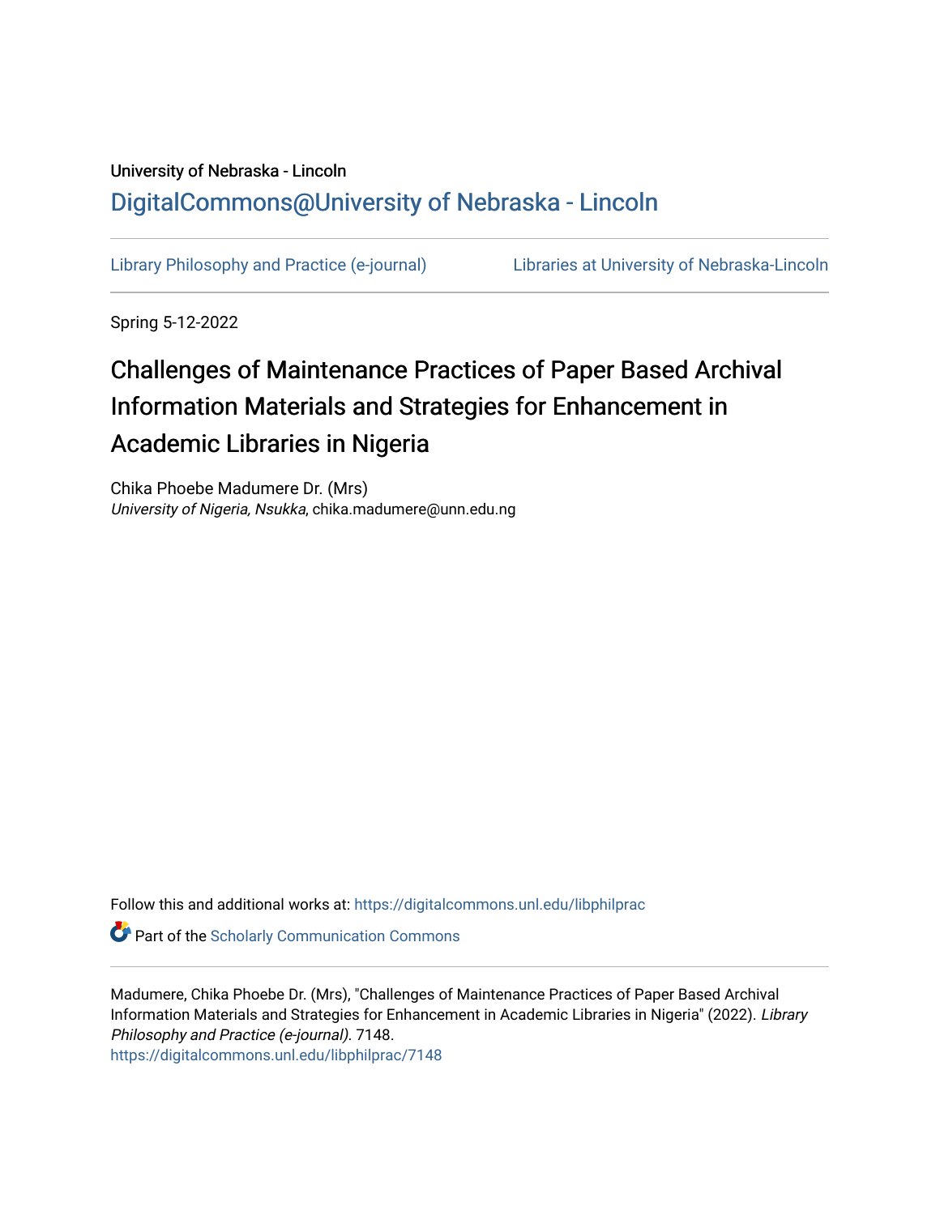University of Nebraska - Lincoln

DigitalCommons@University of Nebraska - Lincoln

Library Philosophy and Practice (e-journal) | Libraries at University of Nebraska-Lincoln

Spring 5-12-2022

# Challenges of Maintenance Practices of Paper Based Archival Information Materials and Strategies for Enhancement in Academic Libraries in Nigeria

Chika Phoebe Madumere Dr. (Mrs)
*University of Nigeria, Nsukka*, chika.madumere@unn.edu.ng

Follow this and additional works at: https://digitalcommons.unl.edu/libphilprac

Part of the Scholarly Communication Commons

Madumere, Chika Phoebe Dr. (Mrs), "Challenges of Maintenance Practices of Paper Based Archival Information Materials and Strategies for Enhancement in Academic Libraries in Nigeria" (2022). *Library Philosophy and Practice (e-journal)*. 7148.
https://digitalcommons.unl.edu/libphilprac/7148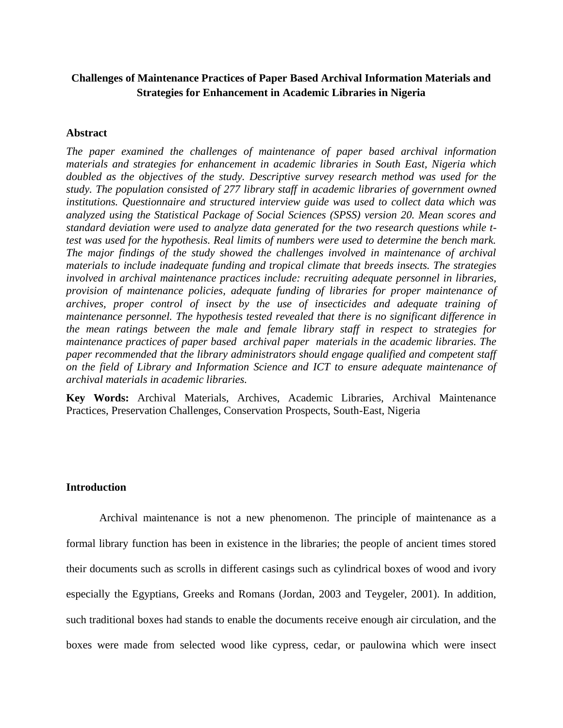# Challenges of Maintenance Practices of Paper Based Archival Information Materials and Strategies for Enhancement in Academic Libraries in Nigeria

## Abstract

*The paper examined the challenges of maintenance of paper based archival information materials and strategies for enhancement in academic libraries in South East, Nigeria which doubled as the objectives of the study. Descriptive survey research method was used for the study. The population consisted of 277 library staff in academic libraries of government owned institutions. Questionnaire and structured interview guide was used to collect data which was analyzed using the Statistical Package of Social Sciences (SPSS) version 20. Mean scores and standard deviation were used to analyze data generated for the two research questions while t-test was used for the hypothesis. Real limits of numbers were used to determine the bench mark. The major findings of the study showed the challenges involved in maintenance of archival materials to include inadequate funding and tropical climate that breeds insects. The strategies involved in archival maintenance practices include: recruiting adequate personnel in libraries, provision of maintenance policies, adequate funding of libraries for proper maintenance of archives, proper control of insect by the use of insecticides and adequate training of maintenance personnel. The hypothesis tested revealed that there is no significant difference in the mean ratings between the male and female library staff in respect to strategies for maintenance practices of paper based archival paper materials in the academic libraries. The paper recommended that the library administrators should engage qualified and competent staff on the field of Library and Information Science and ICT to ensure adequate maintenance of archival materials in academic libraries.*

**Key Words:** Archival Materials, Archives, Academic Libraries, Archival Maintenance Practices, Preservation Challenges, Conservation Prospects, South-East, Nigeria

## Introduction

Archival maintenance is not a new phenomenon. The principle of maintenance as a formal library function has been in existence in the libraries; the people of ancient times stored their documents such as scrolls in different casings such as cylindrical boxes of wood and ivory especially the Egyptians, Greeks and Romans (Jordan, 2003 and Teygeler, 2001). In addition, such traditional boxes had stands to enable the documents receive enough air circulation, and the boxes were made from selected wood like cypress, cedar, or paulowina which were insect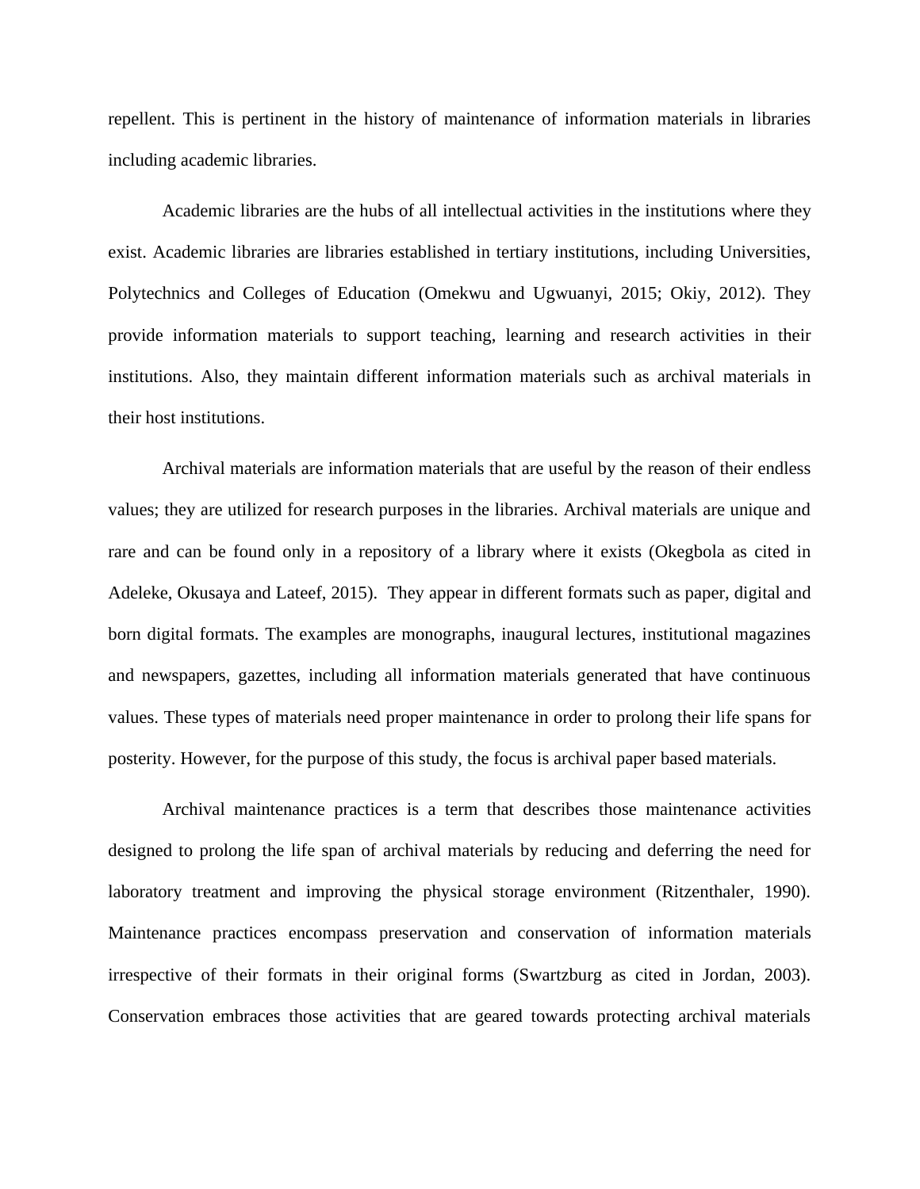repellent. This is pertinent in the history of maintenance of information materials in libraries including academic libraries.

Academic libraries are the hubs of all intellectual activities in the institutions where they exist. Academic libraries are libraries established in tertiary institutions, including Universities, Polytechnics and Colleges of Education (Omekwu and Ugwuanyi, 2015; Okiy, 2012). They provide information materials to support teaching, learning and research activities in their institutions. Also, they maintain different information materials such as archival materials in their host institutions.

Archival materials are information materials that are useful by the reason of their endless values; they are utilized for research purposes in the libraries. Archival materials are unique and rare and can be found only in a repository of a library where it exists (Okegbola as cited in Adeleke, Okusaya and Lateef, 2015). They appear in different formats such as paper, digital and born digital formats. The examples are monographs, inaugural lectures, institutional magazines and newspapers, gazettes, including all information materials generated that have continuous values. These types of materials need proper maintenance in order to prolong their life spans for posterity. However, for the purpose of this study, the focus is archival paper based materials.

Archival maintenance practices is a term that describes those maintenance activities designed to prolong the life span of archival materials by reducing and deferring the need for laboratory treatment and improving the physical storage environment (Ritzenthaler, 1990). Maintenance practices encompass preservation and conservation of information materials irrespective of their formats in their original forms (Swartzburg as cited in Jordan, 2003). Conservation embraces those activities that are geared towards protecting archival materials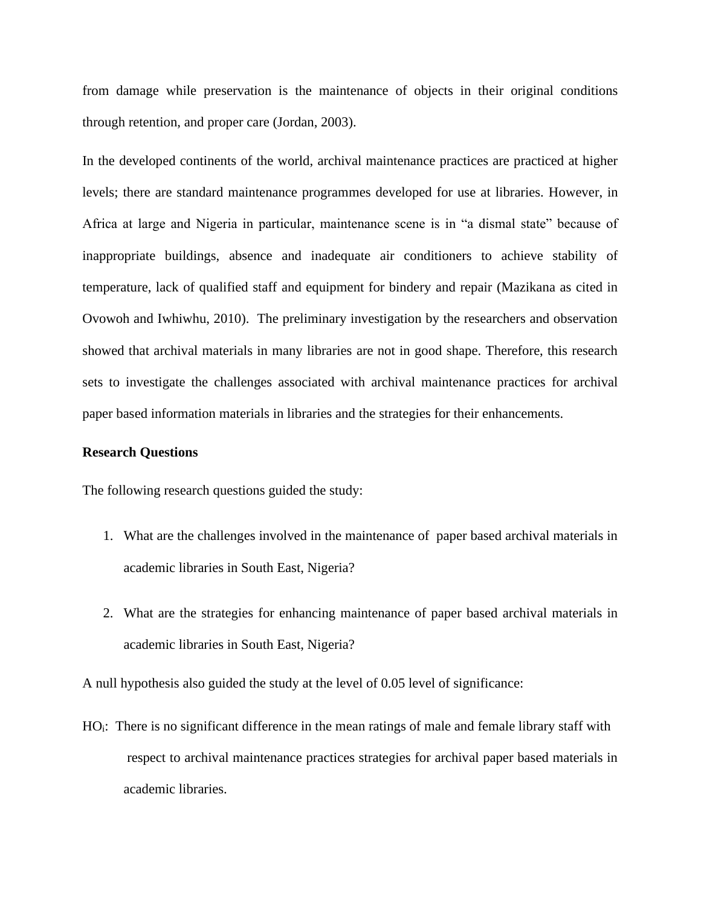from damage while preservation is the maintenance of objects in their original conditions through retention, and proper care (Jordan, 2003).

In the developed continents of the world, archival maintenance practices are practiced at higher levels; there are standard maintenance programmes developed for use at libraries. However, in Africa at large and Nigeria in particular, maintenance scene is in "a dismal state" because of inappropriate buildings, absence and inadequate air conditioners to achieve stability of temperature, lack of qualified staff and equipment for bindery and repair (Mazikana as cited in Ovowoh and Iwhiwhu, 2010). The preliminary investigation by the researchers and observation showed that archival materials in many libraries are not in good shape. Therefore, this research sets to investigate the challenges associated with archival maintenance practices for archival paper based information materials in libraries and the strategies for their enhancements.

**Research Questions**

The following research questions guided the study:

1. What are the challenges involved in the maintenance of paper based archival materials in academic libraries in South East, Nigeria?
2. What are the strategies for enhancing maintenance of paper based archival materials in academic libraries in South East, Nigeria?

A null hypothesis also guided the study at the level of 0.05 level of significance:

$HO_i$: There is no significant difference in the mean ratings of male and female library staff with respect to archival maintenance practices strategies for archival paper based materials in academic libraries.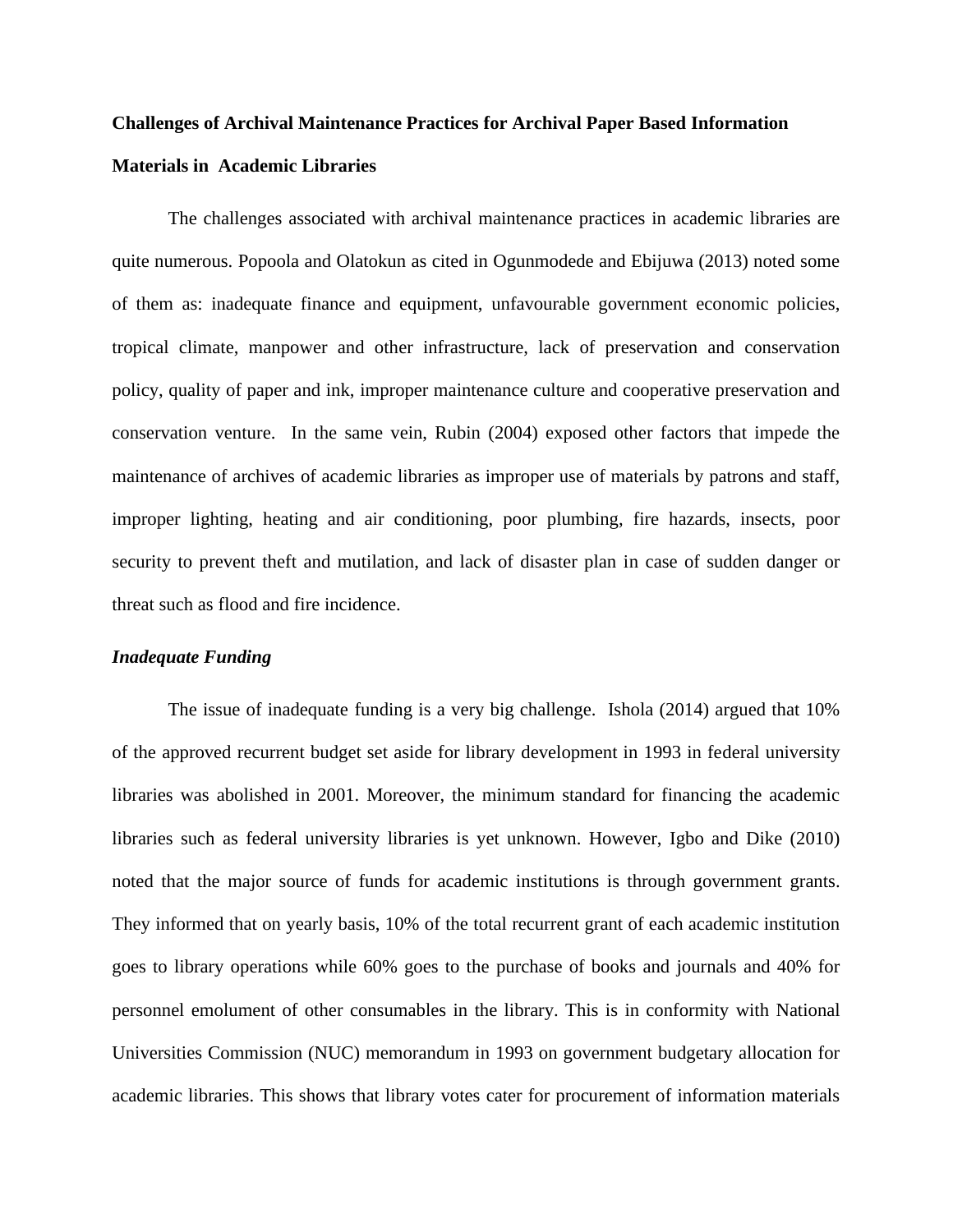**Challenges of Archival Maintenance Practices for Archival Paper Based Information Materials in Academic Libraries**

The challenges associated with archival maintenance practices in academic libraries are quite numerous. Popoola and Olatokun as cited in Ogunmodede and Ebijuwa (2013) noted some of them as: inadequate finance and equipment, unfavourable government economic policies, tropical climate, manpower and other infrastructure, lack of preservation and conservation policy, quality of paper and ink, improper maintenance culture and cooperative preservation and conservation venture. In the same vein, Rubin (2004) exposed other factors that impede the maintenance of archives of academic libraries as improper use of materials by patrons and staff, improper lighting, heating and air conditioning, poor plumbing, fire hazards, insects, poor security to prevent theft and mutilation, and lack of disaster plan in case of sudden danger or threat such as flood and fire incidence.

***Inadequate Funding***

The issue of inadequate funding is a very big challenge. Ishola (2014) argued that 10% of the approved recurrent budget set aside for library development in 1993 in federal university libraries was abolished in 2001. Moreover, the minimum standard for financing the academic libraries such as federal university libraries is yet unknown. However, Igbo and Dike (2010) noted that the major source of funds for academic institutions is through government grants. They informed that on yearly basis, 10% of the total recurrent grant of each academic institution goes to library operations while 60% goes to the purchase of books and journals and 40% for personnel emolument of other consumables in the library. This is in conformity with National Universities Commission (NUC) memorandum in 1993 on government budgetary allocation for academic libraries. This shows that library votes cater for procurement of information materials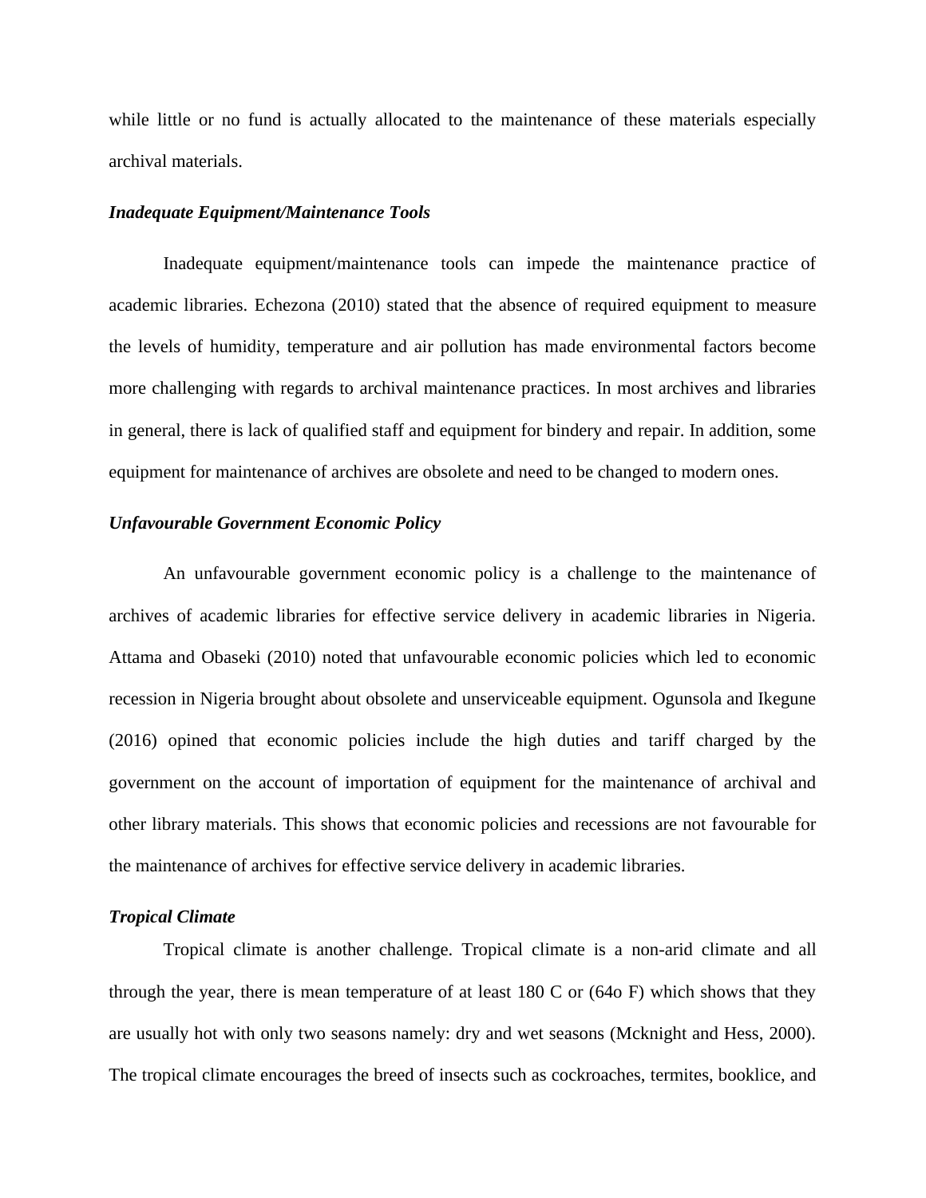while little or no fund is actually allocated to the maintenance of these materials especially archival materials.

***Inadequate Equipment/Maintenance Tools***

Inadequate equipment/maintenance tools can impede the maintenance practice of academic libraries. Echezona (2010) stated that the absence of required equipment to measure the levels of humidity, temperature and air pollution has made environmental factors become more challenging with regards to archival maintenance practices. In most archives and libraries in general, there is lack of qualified staff and equipment for bindery and repair. In addition, some equipment for maintenance of archives are obsolete and need to be changed to modern ones.

***Unfavourable Government Economic Policy***

An unfavourable government economic policy is a challenge to the maintenance of archives of academic libraries for effective service delivery in academic libraries in Nigeria. Attama and Obaseki (2010) noted that unfavourable economic policies which led to economic recession in Nigeria brought about obsolete and unserviceable equipment. Ogunsola and Ikegune (2016) opined that economic policies include the high duties and tariff charged by the government on the account of importation of equipment for the maintenance of archival and other library materials. This shows that economic policies and recessions are not favourable for the maintenance of archives for effective service delivery in academic libraries.

***Tropical Climate***

Tropical climate is another challenge. Tropical climate is a non-arid climate and all through the year, there is mean temperature of at least 180 C or (64o F) which shows that they are usually hot with only two seasons namely: dry and wet seasons (Mcknight and Hess, 2000). The tropical climate encourages the breed of insects such as cockroaches, termites, booklice, and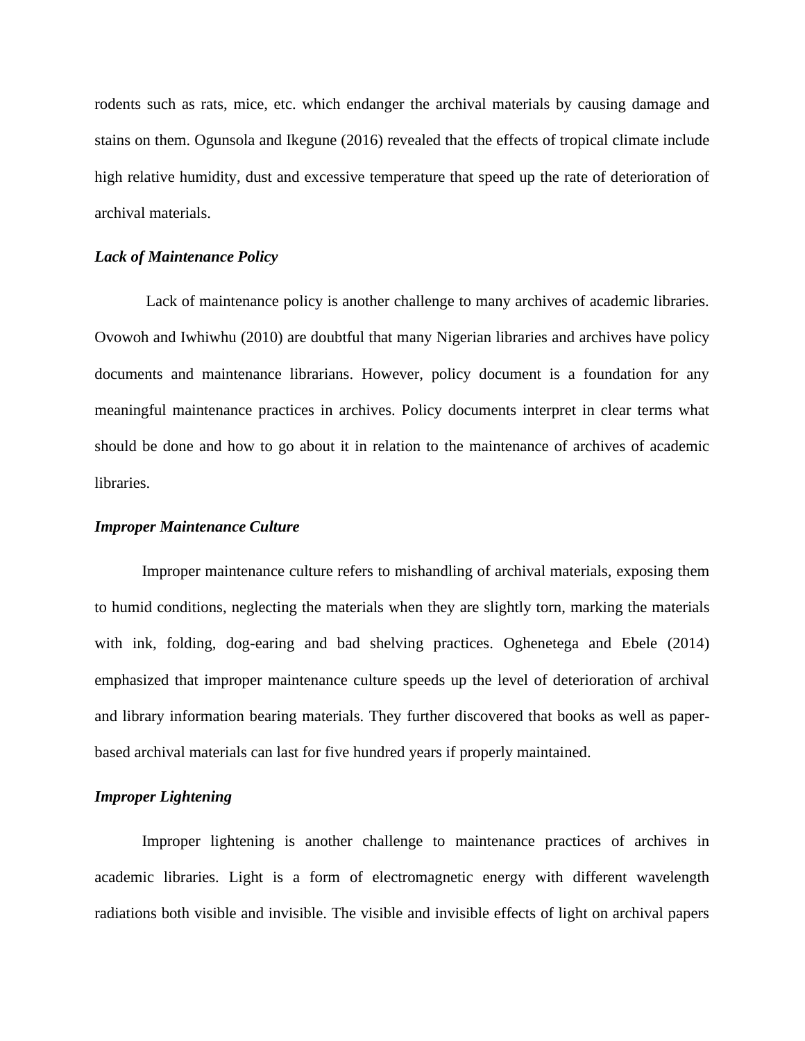rodents such as rats, mice, etc. which endanger the archival materials by causing damage and stains on them. Ogunsola and Ikegune (2016) revealed that the effects of tropical climate include high relative humidity, dust and excessive temperature that speed up the rate of deterioration of archival materials.

***Lack of Maintenance Policy***

Lack of maintenance policy is another challenge to many archives of academic libraries. Ovowoh and Iwhiwhu (2010) are doubtful that many Nigerian libraries and archives have policy documents and maintenance librarians. However, policy document is a foundation for any meaningful maintenance practices in archives. Policy documents interpret in clear terms what should be done and how to go about it in relation to the maintenance of archives of academic libraries.

***Improper Maintenance Culture***

Improper maintenance culture refers to mishandling of archival materials, exposing them to humid conditions, neglecting the materials when they are slightly torn, marking the materials with ink, folding, dog-earing and bad shelving practices. Oghenetega and Ebele (2014) emphasized that improper maintenance culture speeds up the level of deterioration of archival and library information bearing materials. They further discovered that books as well as paper-based archival materials can last for five hundred years if properly maintained.

***Improper Lightening***

Improper lightening is another challenge to maintenance practices of archives in academic libraries. Light is a form of electromagnetic energy with different wavelength radiations both visible and invisible. The visible and invisible effects of light on archival papers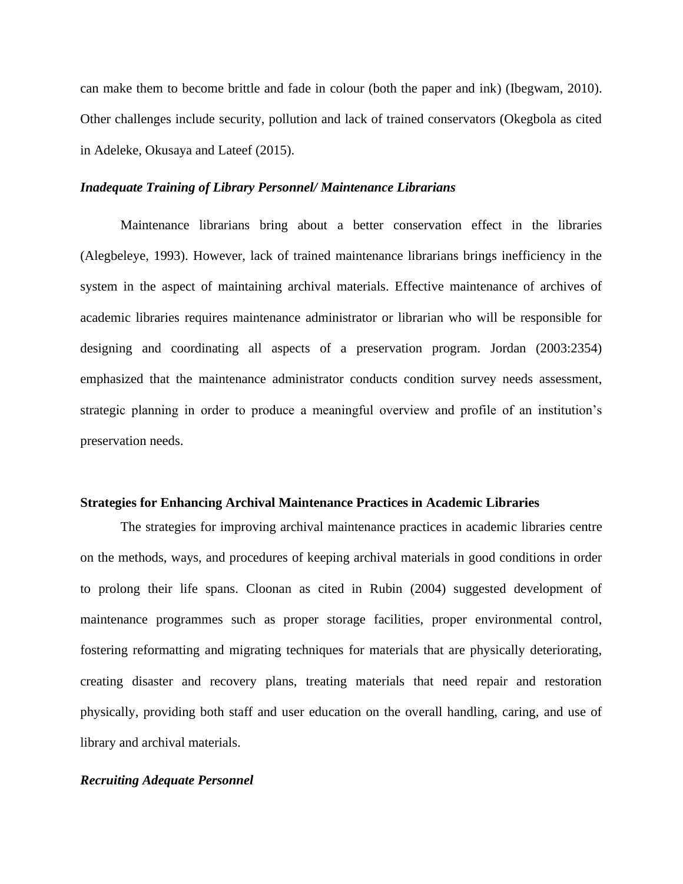can make them to become brittle and fade in colour (both the paper and ink) (Ibegwam, 2010). Other challenges include security, pollution and lack of trained conservators (Okegbola as cited in Adeleke, Okusaya and Lateef (2015).

### *Inadequate Training of Library Personnel/ Maintenance Librarians*

Maintenance librarians bring about a better conservation effect in the libraries (Alegbeleye, 1993). However, lack of trained maintenance librarians brings inefficiency in the system in the aspect of maintaining archival materials. Effective maintenance of archives of academic libraries requires maintenance administrator or librarian who will be responsible for designing and coordinating all aspects of a preservation program. Jordan (2003:2354) emphasized that the maintenance administrator conducts condition survey needs assessment, strategic planning in order to produce a meaningful overview and profile of an institution's preservation needs.

## Strategies for Enhancing Archival Maintenance Practices in Academic Libraries

The strategies for improving archival maintenance practices in academic libraries centre on the methods, ways, and procedures of keeping archival materials in good conditions in order to prolong their life spans. Cloonan as cited in Rubin (2004) suggested development of maintenance programmes such as proper storage facilities, proper environmental control, fostering reformatting and migrating techniques for materials that are physically deteriorating, creating disaster and recovery plans, treating materials that need repair and restoration physically, providing both staff and user education on the overall handling, caring, and use of library and archival materials.

### *Recruiting Adequate Personnel*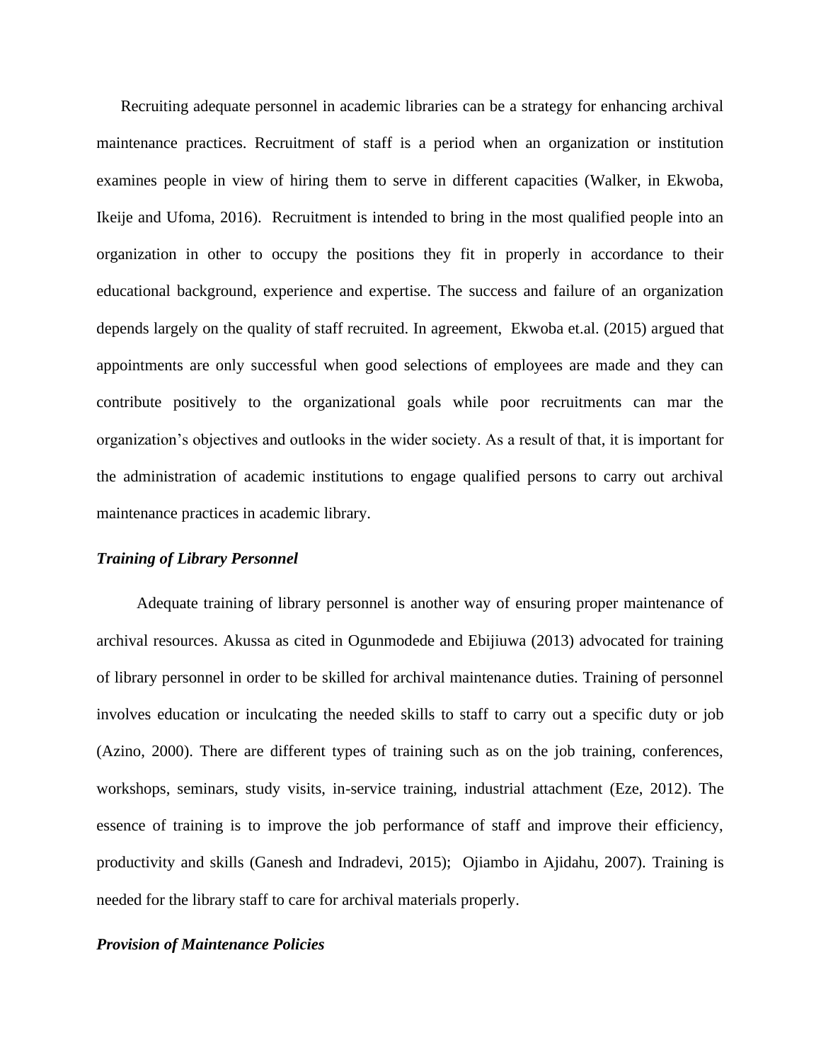Recruiting adequate personnel in academic libraries can be a strategy for enhancing archival maintenance practices. Recruitment of staff is a period when an organization or institution examines people in view of hiring them to serve in different capacities (Walker, in Ekwoba, Ikeije and Ufoma, 2016). Recruitment is intended to bring in the most qualified people into an organization in other to occupy the positions they fit in properly in accordance to their educational background, experience and expertise. The success and failure of an organization depends largely on the quality of staff recruited. In agreement, Ekwoba et.al. (2015) argued that appointments are only successful when good selections of employees are made and they can contribute positively to the organizational goals while poor recruitments can mar the organization's objectives and outlooks in the wider society. As a result of that, it is important for the administration of academic institutions to engage qualified persons to carry out archival maintenance practices in academic library.

***Training of Library Personnel***

Adequate training of library personnel is another way of ensuring proper maintenance of archival resources. Akussa as cited in Ogunmodede and Ebijiuwa (2013) advocated for training of library personnel in order to be skilled for archival maintenance duties. Training of personnel involves education or inculcating the needed skills to staff to carry out a specific duty or job (Azino, 2000). There are different types of training such as on the job training, conferences, workshops, seminars, study visits, in-service training, industrial attachment (Eze, 2012). The essence of training is to improve the job performance of staff and improve their efficiency, productivity and skills (Ganesh and Indradevi, 2015); Ojiambo in Ajidahu, 2007). Training is needed for the library staff to care for archival materials properly.

***Provision of Maintenance Policies***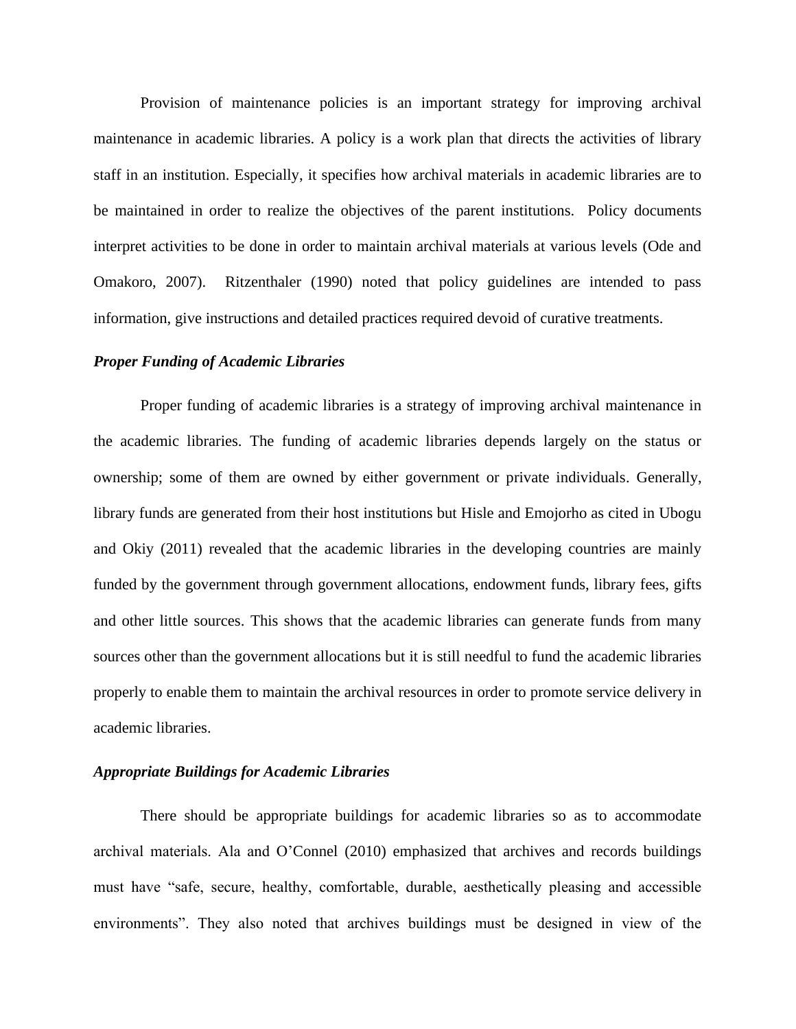Provision of maintenance policies is an important strategy for improving archival maintenance in academic libraries. A policy is a work plan that directs the activities of library staff in an institution. Especially, it specifies how archival materials in academic libraries are to be maintained in order to realize the objectives of the parent institutions. Policy documents interpret activities to be done in order to maintain archival materials at various levels (Ode and Omakoro, 2007). Ritzenthaler (1990) noted that policy guidelines are intended to pass information, give instructions and detailed practices required devoid of curative treatments.

### *Proper Funding of Academic Libraries*

Proper funding of academic libraries is a strategy of improving archival maintenance in the academic libraries. The funding of academic libraries depends largely on the status or ownership; some of them are owned by either government or private individuals. Generally, library funds are generated from their host institutions but Hisle and Emojorho as cited in Ubogu and Okiy (2011) revealed that the academic libraries in the developing countries are mainly funded by the government through government allocations, endowment funds, library fees, gifts and other little sources. This shows that the academic libraries can generate funds from many sources other than the government allocations but it is still needful to fund the academic libraries properly to enable them to maintain the archival resources in order to promote service delivery in academic libraries.

### *Appropriate Buildings for Academic Libraries*

There should be appropriate buildings for academic libraries so as to accommodate archival materials. Ala and O'Connel (2010) emphasized that archives and records buildings must have "safe, secure, healthy, comfortable, durable, aesthetically pleasing and accessible environments". They also noted that archives buildings must be designed in view of the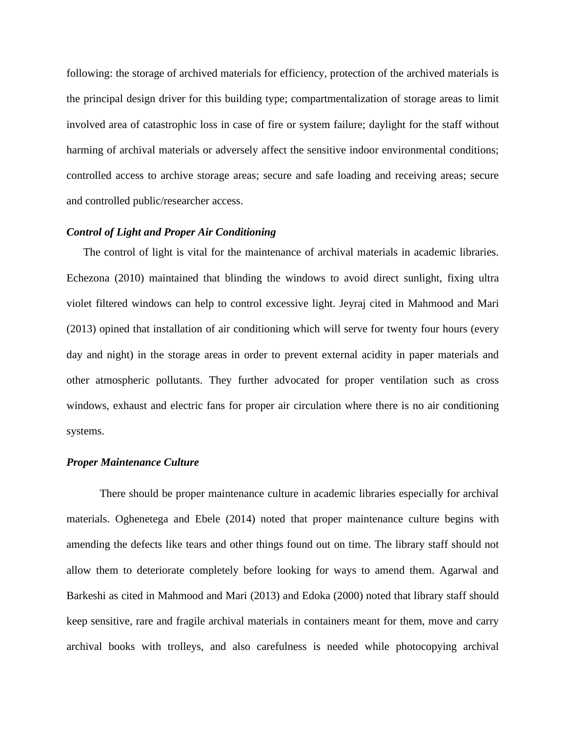following: the storage of archived materials for efficiency, protection of the archived materials is the principal design driver for this building type; compartmentalization of storage areas to limit involved area of catastrophic loss in case of fire or system failure; daylight for the staff without harming of archival materials or adversely affect the sensitive indoor environmental conditions; controlled access to archive storage areas; secure and safe loading and receiving areas; secure and controlled public/researcher access.

***Control of Light and Proper Air Conditioning***

The control of light is vital for the maintenance of archival materials in academic libraries. Echezona (2010) maintained that blinding the windows to avoid direct sunlight, fixing ultra violet filtered windows can help to control excessive light. Jeyraj cited in Mahmood and Mari (2013) opined that installation of air conditioning which will serve for twenty four hours (every day and night) in the storage areas in order to prevent external acidity in paper materials and other atmospheric pollutants. They further advocated for proper ventilation such as cross windows, exhaust and electric fans for proper air circulation where there is no air conditioning systems.

***Proper Maintenance Culture***

There should be proper maintenance culture in academic libraries especially for archival materials. Oghenetega and Ebele (2014) noted that proper maintenance culture begins with amending the defects like tears and other things found out on time. The library staff should not allow them to deteriorate completely before looking for ways to amend them. Agarwal and Barkeshi as cited in Mahmood and Mari (2013) and Edoka (2000) noted that library staff should keep sensitive, rare and fragile archival materials in containers meant for them, move and carry archival books with trolleys, and also carefulness is needed while photocopying archival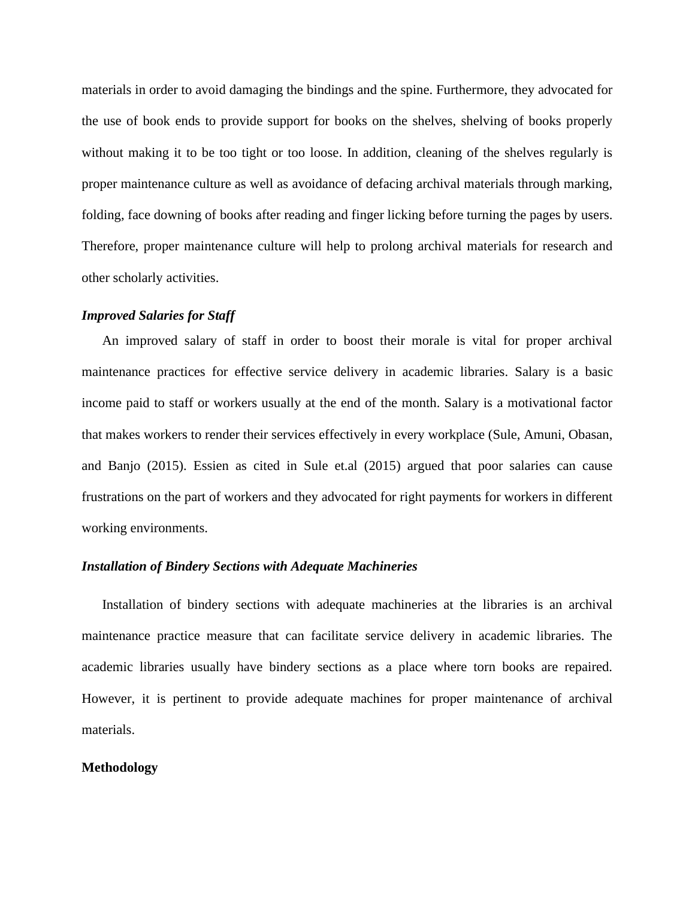materials in order to avoid damaging the bindings and the spine. Furthermore, they advocated for the use of book ends to provide support for books on the shelves, shelving of books properly without making it to be too tight or too loose. In addition, cleaning of the shelves regularly is proper maintenance culture as well as avoidance of defacing archival materials through marking, folding, face downing of books after reading and finger licking before turning the pages by users. Therefore, proper maintenance culture will help to prolong archival materials for research and other scholarly activities.

***Improved Salaries for Staff***

An improved salary of staff in order to boost their morale is vital for proper archival maintenance practices for effective service delivery in academic libraries. Salary is a basic income paid to staff or workers usually at the end of the month. Salary is a motivational factor that makes workers to render their services effectively in every workplace (Sule, Amuni, Obasan, and Banjo (2015). Essien as cited in Sule et.al (2015) argued that poor salaries can cause frustrations on the part of workers and they advocated for right payments for workers in different working environments.

***Installation of Bindery Sections with Adequate Machineries***

Installation of bindery sections with adequate machineries at the libraries is an archival maintenance practice measure that can facilitate service delivery in academic libraries. The academic libraries usually have bindery sections as a place where torn books are repaired. However, it is pertinent to provide adequate machines for proper maintenance of archival materials.

**Methodology**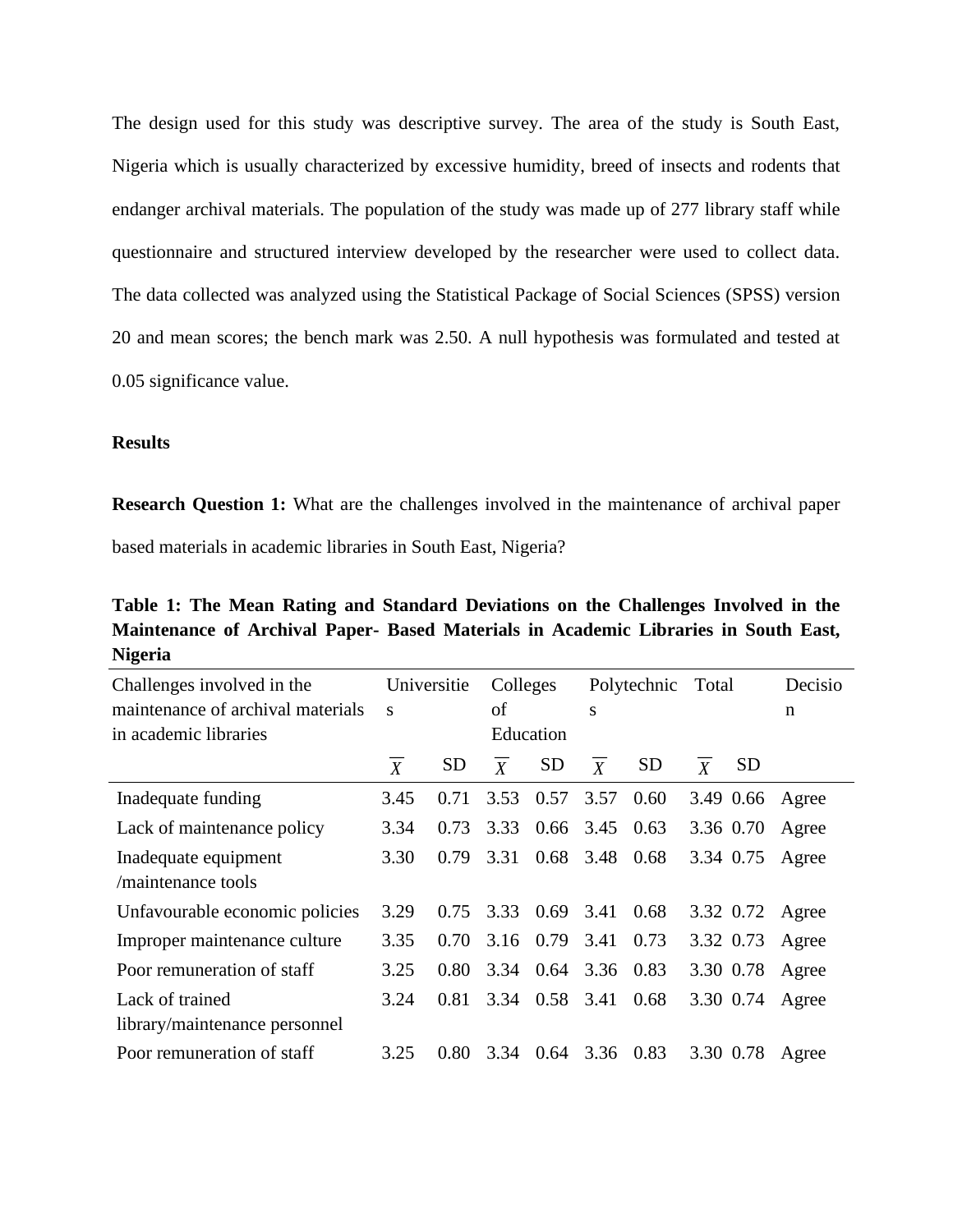The design used for this study was descriptive survey. The area of the study is South East, Nigeria which is usually characterized by excessive humidity, breed of insects and rodents that endanger archival materials. The population of the study was made up of 277 library staff while questionnaire and structured interview developed by the researcher were used to collect data. The data collected was analyzed using the Statistical Package of Social Sciences (SPSS) version 20 and mean scores; the bench mark was 2.50. A null hypothesis was formulated and tested at 0.05 significance value.

**Results**

**Research Question 1:** What are the challenges involved in the maintenance of archival paper based materials in academic libraries in South East, Nigeria?

**Table 1: The Mean Rating and Standard Deviations on the Challenges Involved in the Maintenance of Archival Paper- Based Materials in Academic Libraries in South East, Nigeria**

| Challenges involved in the maintenance of archival materials in academic libraries | Universities | | Colleges of Education | | Polytechnics | | Total | | Decision |
|---|---|---|---|---|---|---|---|---|---|
| | $\overline{X}$ | SD | $\overline{X}$ | SD | $\overline{X}$ | SD | $\overline{X}$ | SD | |
| Inadequate funding | 3.45 | 0.71 | 3.53 | 0.57 | 3.57 | 0.60 | 3.49 | 0.66 | Agree |
| Lack of maintenance policy | 3.34 | 0.73 | 3.33 | 0.66 | 3.45 | 0.63 | 3.36 | 0.70 | Agree |
| Inadequate equipment /maintenance tools | 3.30 | 0.79 | 3.31 | 0.68 | 3.48 | 0.68 | 3.34 | 0.75 | Agree |
| Unfavourable economic policies | 3.29 | 0.75 | 3.33 | 0.69 | 3.41 | 0.68 | 3.32 | 0.72 | Agree |
| Improper maintenance culture | 3.35 | 0.70 | 3.16 | 0.79 | 3.41 | 0.73 | 3.32 | 0.73 | Agree |
| Poor remuneration of staff | 3.25 | 0.80 | 3.34 | 0.64 | 3.36 | 0.83 | 3.30 | 0.78 | Agree |
| Lack of trained library/maintenance personnel | 3.24 | 0.81 | 3.34 | 0.58 | 3.41 | 0.68 | 3.30 | 0.74 | Agree |
| Poor remuneration of staff | 3.25 | 0.80 | 3.34 | 0.64 | 3.36 | 0.83 | 3.30 | 0.78 | Agree |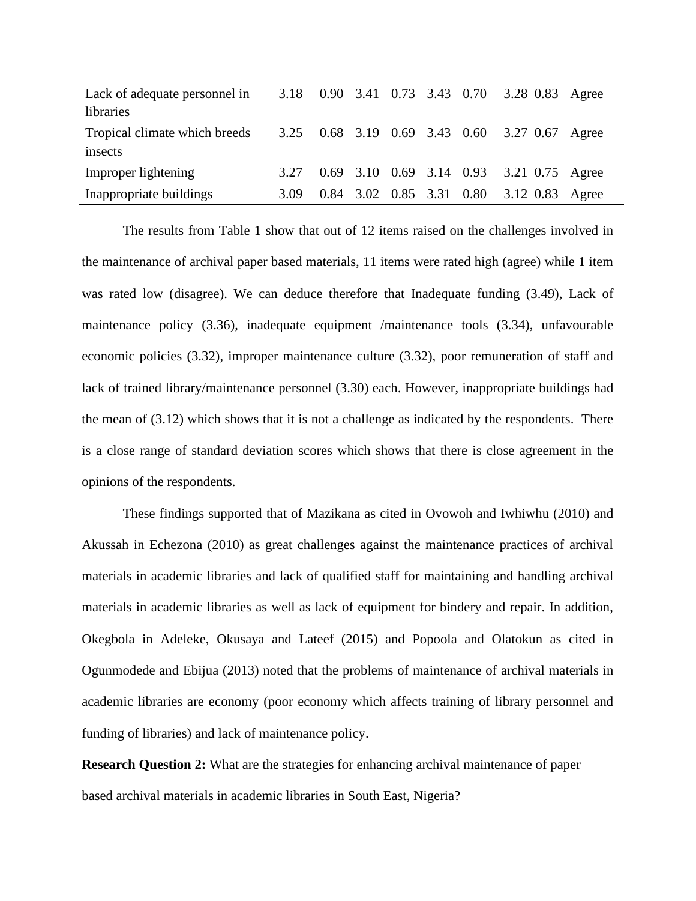| | | | | | | | | | |
|---|---|---|---|---|---|---|---|---|---|
| Lack of adequate personnel in libraries | 3.18 | 0.90 | 3.41 | 0.73 | 3.43 | 0.70 | 3.28 | 0.83 | Agree |
| Tropical climate which breeds insects | 3.25 | 0.68 | 3.19 | 0.69 | 3.43 | 0.60 | 3.27 | 0.67 | Agree |
| Improper lightening | 3.27 | 0.69 | 3.10 | 0.69 | 3.14 | 0.93 | 3.21 | 0.75 | Agree |
| Inappropriate buildings | 3.09 | 0.84 | 3.02 | 0.85 | 3.31 | 0.80 | 3.12 | 0.83 | Agree |

The results from Table 1 show that out of 12 items raised on the challenges involved in the maintenance of archival paper based materials, 11 items were rated high (agree) while 1 item was rated low (disagree). We can deduce therefore that Inadequate funding (3.49), Lack of maintenance policy (3.36), inadequate equipment /maintenance tools (3.34), unfavourable economic policies (3.32), improper maintenance culture (3.32), poor remuneration of staff and lack of trained library/maintenance personnel (3.30) each. However, inappropriate buildings had the mean of (3.12) which shows that it is not a challenge as indicated by the respondents. There is a close range of standard deviation scores which shows that there is close agreement in the opinions of the respondents.

These findings supported that of Mazikana as cited in Ovowoh and Iwhiwhu (2010) and Akussah in Echezona (2010) as great challenges against the maintenance practices of archival materials in academic libraries and lack of qualified staff for maintaining and handling archival materials in academic libraries as well as lack of equipment for bindery and repair. In addition, Okegbola in Adeleke, Okusaya and Lateef (2015) and Popoola and Olatokun as cited in Ogunmodede and Ebijua (2013) noted that the problems of maintenance of archival materials in academic libraries are economy (poor economy which affects training of library personnel and funding of libraries) and lack of maintenance policy.

**Research Question 2:** What are the strategies for enhancing archival maintenance of paper based archival materials in academic libraries in South East, Nigeria?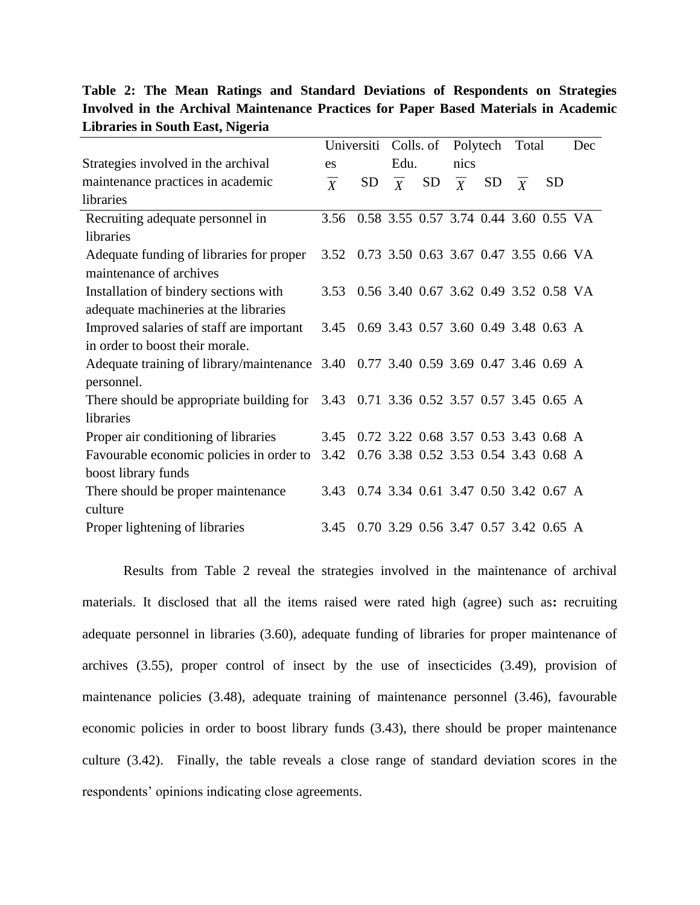**Table 2: The Mean Ratings and Standard Deviations of Respondents on Strategies Involved in the Archival Maintenance Practices for Paper Based Materials in Academic Libraries in South East, Nigeria**

| Strategies involved in the archival maintenance practices in academic libraries | Universities | | Colls. of Edu. | | Polytechnics | | Total | | Dec |
|---|---|---|---|---|---|---|---|---|---|
| | $\overline{X}$ | SD | $\overline{X}$ | SD | $\overline{X}$ | SD | $\overline{X}$ | SD | |
| Recruiting adequate personnel in libraries | 3.56 | 0.58 | 3.55 | 0.57 | 3.74 | 0.44 | 3.60 | 0.55 | VA |
| Adequate funding of libraries for proper maintenance of archives | 3.52 | 0.73 | 3.50 | 0.63 | 3.67 | 0.47 | 3.55 | 0.66 | VA |
| Installation of bindery sections with adequate machineries at the libraries | 3.53 | 0.56 | 3.40 | 0.67 | 3.62 | 0.49 | 3.52 | 0.58 | VA |
| Improved salaries of staff are important in order to boost their morale. | 3.45 | 0.69 | 3.43 | 0.57 | 3.60 | 0.49 | 3.48 | 0.63 | A |
| Adequate training of library/maintenance personnel. | 3.40 | 0.77 | 3.40 | 0.59 | 3.69 | 0.47 | 3.46 | 0.69 | A |
| There should be appropriate building for libraries | 3.43 | 0.71 | 3.36 | 0.52 | 3.57 | 0.57 | 3.45 | 0.65 | A |
| Proper air conditioning of libraries | 3.45 | 0.72 | 3.22 | 0.68 | 3.57 | 0.53 | 3.43 | 0.68 | A |
| Favourable economic policies in order to boost library funds | 3.42 | 0.76 | 3.38 | 0.52 | 3.53 | 0.54 | 3.43 | 0.68 | A |
| There should be proper maintenance culture | 3.43 | 0.74 | 3.34 | 0.61 | 3.47 | 0.50 | 3.42 | 0.67 | A |
| Proper lightening of libraries | 3.45 | 0.70 | 3.29 | 0.56 | 3.47 | 0.57 | 3.42 | 0.65 | A |

Results from Table 2 reveal the strategies involved in the maintenance of archival materials. It disclosed that all the items raised were rated high (agree) such as**:** recruiting adequate personnel in libraries (3.60), adequate funding of libraries for proper maintenance of archives (3.55), proper control of insect by the use of insecticides (3.49), provision of maintenance policies (3.48), adequate training of maintenance personnel (3.46), favourable economic policies in order to boost library funds (3.43), there should be proper maintenance culture (3.42). Finally, the table reveals a close range of standard deviation scores in the respondents' opinions indicating close agreements.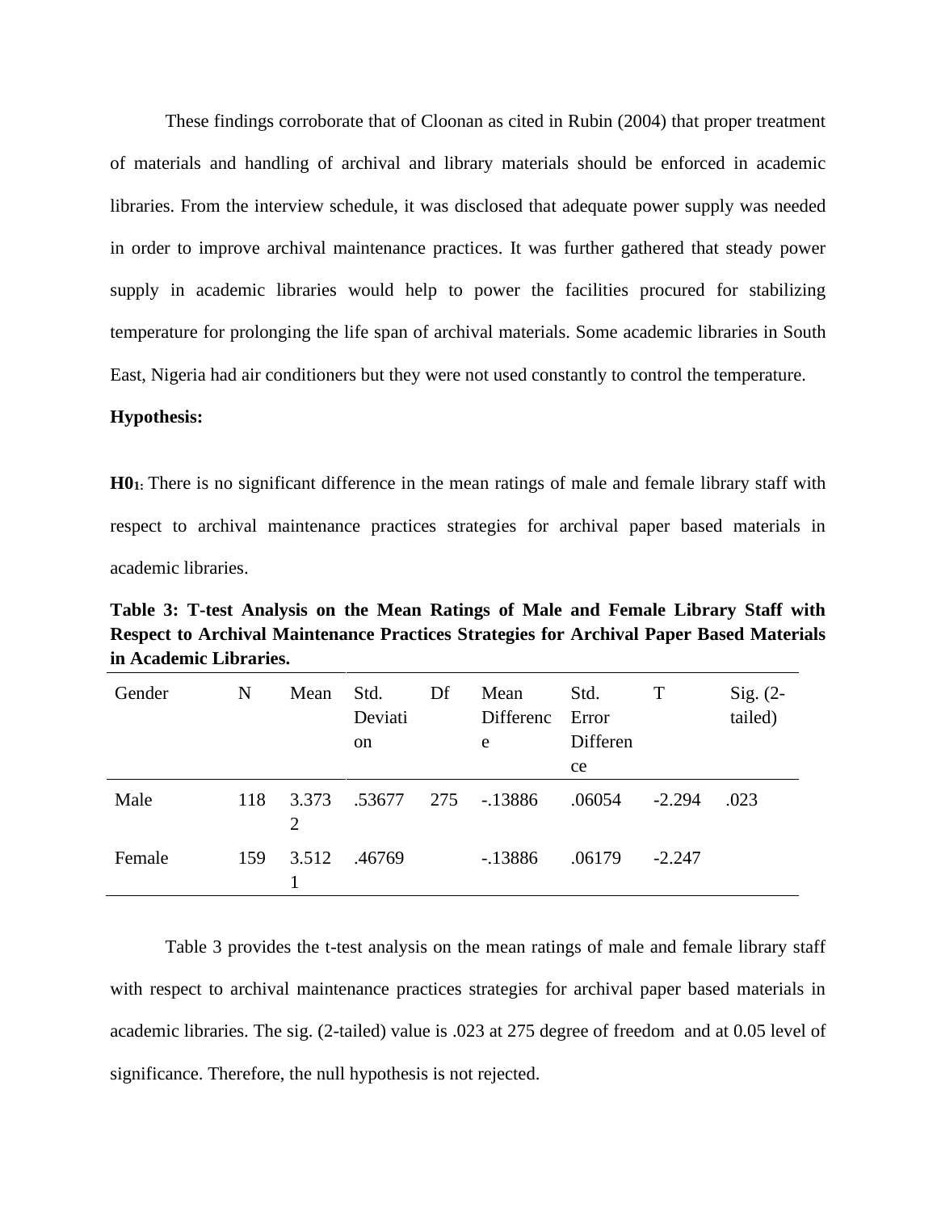These findings corroborate that of Cloonan as cited in Rubin (2004) that proper treatment of materials and handling of archival and library materials should be enforced in academic libraries. From the interview schedule, it was disclosed that adequate power supply was needed in order to improve archival maintenance practices. It was further gathered that steady power supply in academic libraries would help to power the facilities procured for stabilizing temperature for prolonging the life span of archival materials. Some academic libraries in South East, Nigeria had air conditioners but they were not used constantly to control the temperature.

**Hypothesis:**

**H0$_1$:** There is no significant difference in the mean ratings of male and female library staff with respect to archival maintenance practices strategies for archival paper based materials in academic libraries.

**Table 3: T-test Analysis on the Mean Ratings of Male and Female Library Staff with Respect to Archival Maintenance Practices Strategies for Archival Paper Based Materials in Academic Libraries.**

| Gender | N | Mean | Std. Deviation | Df | Mean Difference | Std. Error Difference | T | Sig. (2-tailed) |
|---|---|---|---|---|---|---|---|---|
| Male | 118 | 3.3732 | .53677 | 275 | -.13886 | .06054 | -2.294 | .023 |
| Female | 159 | 3.5121 | .46769 | | -.13886 | .06179 | -2.247 | |

Table 3 provides the t-test analysis on the mean ratings of male and female library staff with respect to archival maintenance practices strategies for archival paper based materials in academic libraries. The sig. (2-tailed) value is .023 at 275 degree of freedom and at 0.05 level of significance. Therefore, the null hypothesis is not rejected.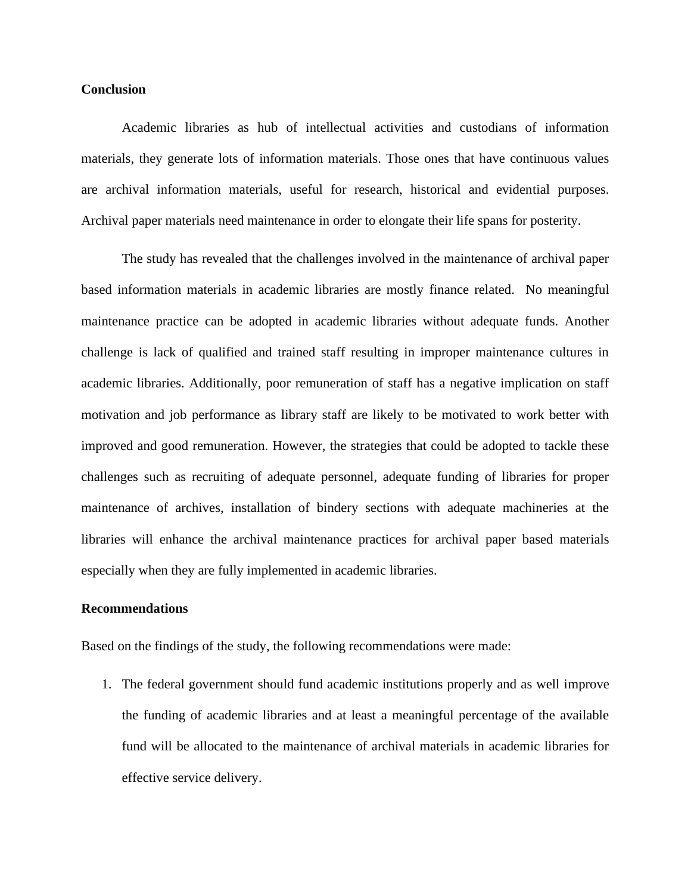**Conclusion**

Academic libraries as hub of intellectual activities and custodians of information materials, they generate lots of information materials. Those ones that have continuous values are archival information materials, useful for research, historical and evidential purposes. Archival paper materials need maintenance in order to elongate their life spans for posterity.

The study has revealed that the challenges involved in the maintenance of archival paper based information materials in academic libraries are mostly finance related. No meaningful maintenance practice can be adopted in academic libraries without adequate funds. Another challenge is lack of qualified and trained staff resulting in improper maintenance cultures in academic libraries. Additionally, poor remuneration of staff has a negative implication on staff motivation and job performance as library staff are likely to be motivated to work better with improved and good remuneration. However, the strategies that could be adopted to tackle these challenges such as recruiting of adequate personnel, adequate funding of libraries for proper maintenance of archives, installation of bindery sections with adequate machineries at the libraries will enhance the archival maintenance practices for archival paper based materials especially when they are fully implemented in academic libraries.

**Recommendations**

Based on the findings of the study, the following recommendations were made:

1. The federal government should fund academic institutions properly and as well improve the funding of academic libraries and at least a meaningful percentage of the available fund will be allocated to the maintenance of archival materials in academic libraries for effective service delivery.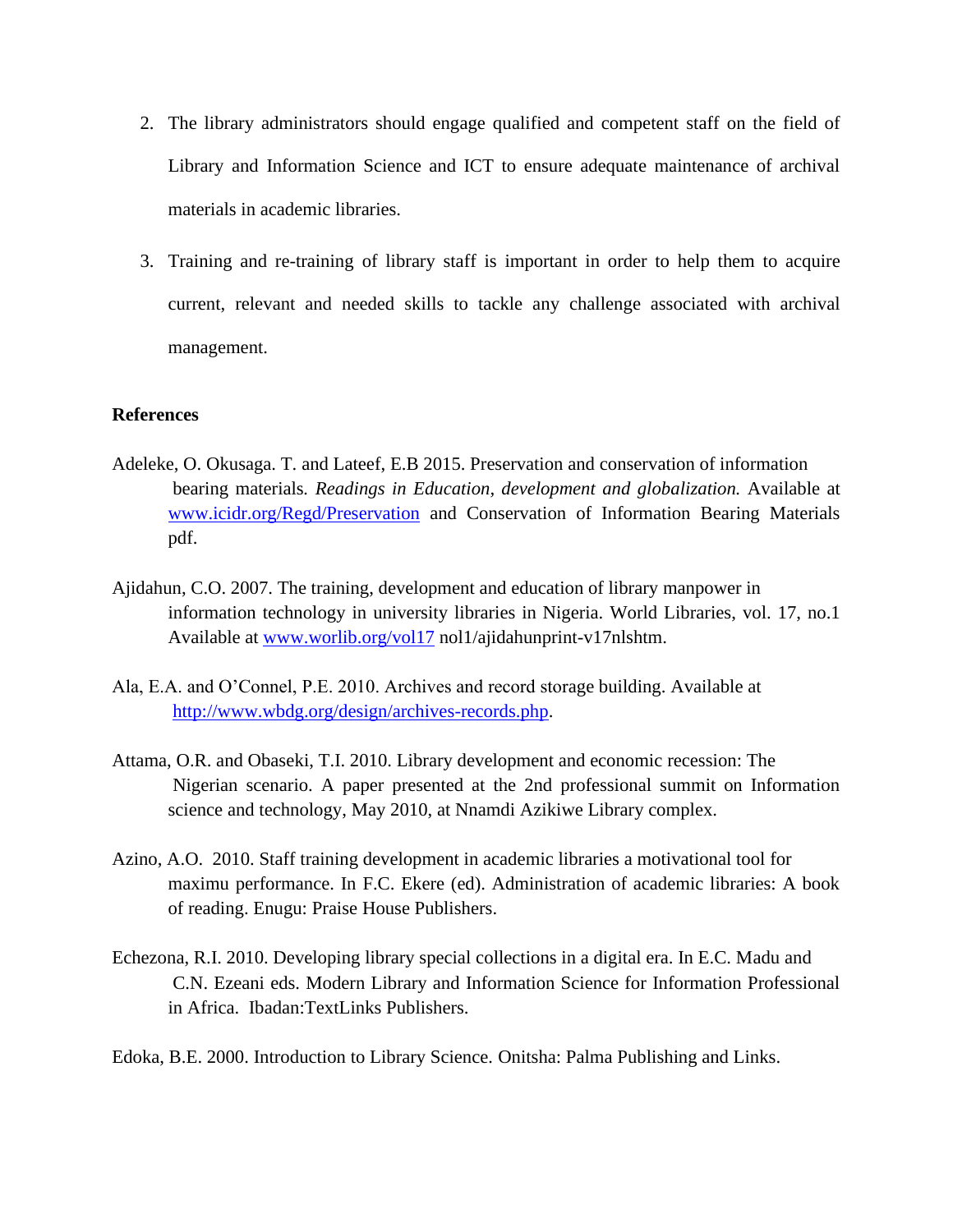2. The library administrators should engage qualified and competent staff on the field of Library and Information Science and ICT to ensure adequate maintenance of archival materials in academic libraries.

3. Training and re-training of library staff is important in order to help them to acquire current, relevant and needed skills to tackle any challenge associated with archival management.

**References**

Adeleke, O. Okusaga. T. and Lateef, E.B 2015. Preservation and conservation of information bearing materials. *Readings in Education, development and globalization.* Available at www.icidr.org/Regd/Preservation and Conservation of Information Bearing Materials pdf.

Ajidahun, C.O. 2007. The training, development and education of library manpower in information technology in university libraries in Nigeria. World Libraries, vol. 17, no.1 Available at www.worlib.org/vol17 nol1/ajidahunprint-v17nlshtm.

Ala, E.A. and O'Connel, P.E. 2010. Archives and record storage building. Available at http://www.wbdg.org/design/archives-records.php.

Attama, O.R. and Obaseki, T.I. 2010. Library development and economic recession: The Nigerian scenario. A paper presented at the 2nd professional summit on Information science and technology, May 2010, at Nnamdi Azikiwe Library complex.

Azino, A.O. 2010. Staff training development in academic libraries a motivational tool for maximu performance. In F.C. Ekere (ed). Administration of academic libraries: A book of reading. Enugu: Praise House Publishers.

Echezona, R.I. 2010. Developing library special collections in a digital era. In E.C. Madu and C.N. Ezeani eds. Modern Library and Information Science for Information Professional in Africa. Ibadan:TextLinks Publishers.

Edoka, B.E. 2000. Introduction to Library Science. Onitsha: Palma Publishing and Links.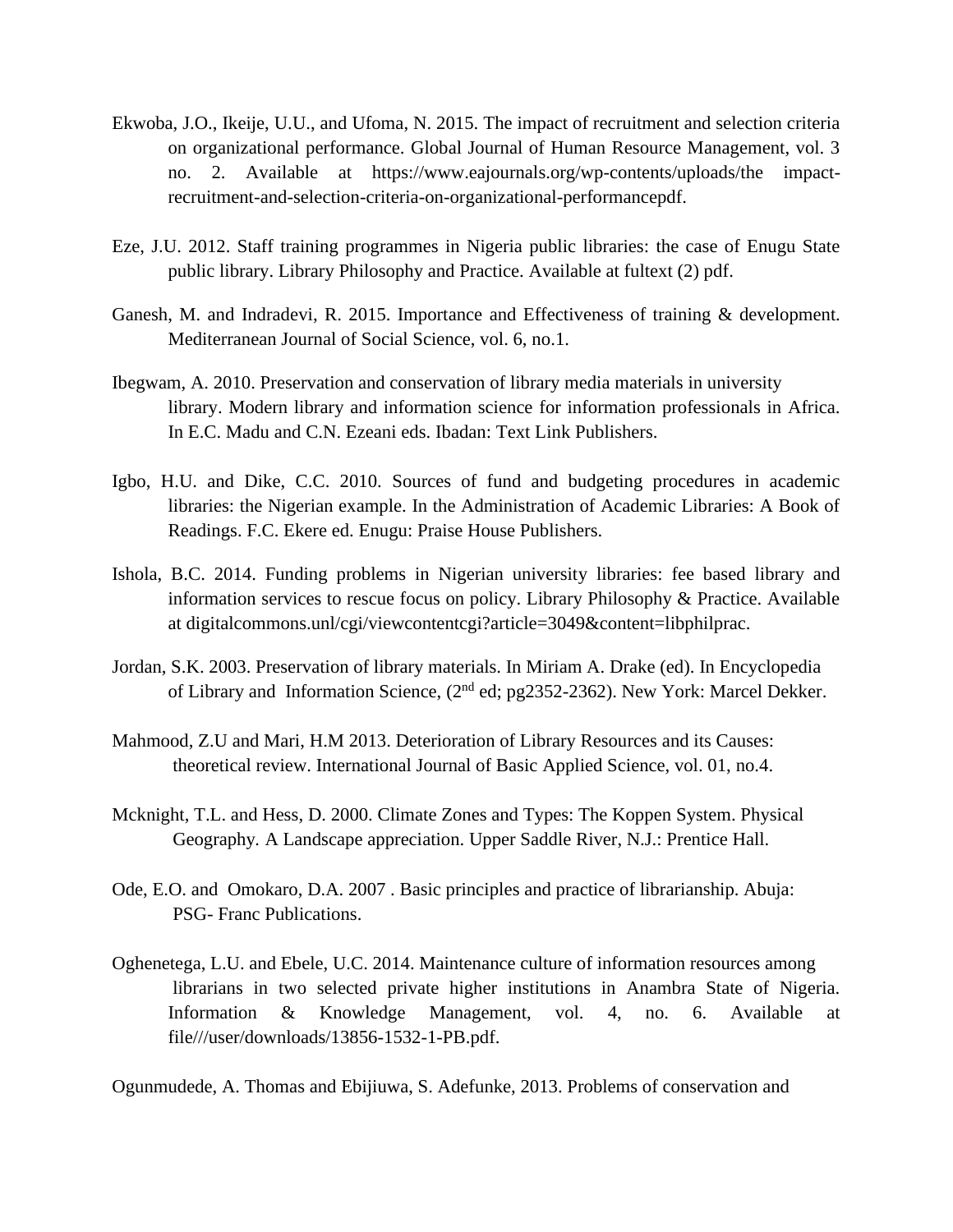Ekwoba, J.O., Ikeije, U.U., and Ufoma, N. 2015. The impact of recruitment and selection criteria on organizational performance. Global Journal of Human Resource Management, vol. 3 no. 2. Available at https://www.eajournals.org/wp-contents/uploads/the impact-recruitment-and-selection-criteria-on-organizational-performancepdf.

Eze, J.U. 2012. Staff training programmes in Nigeria public libraries: the case of Enugu State public library. Library Philosophy and Practice. Available at fultext (2) pdf.

Ganesh, M. and Indradevi, R. 2015. Importance and Effectiveness of training & development. Mediterranean Journal of Social Science, vol. 6, no.1.

Ibegwam, A. 2010. Preservation and conservation of library media materials in university library. Modern library and information science for information professionals in Africa. In E.C. Madu and C.N. Ezeani eds. Ibadan: Text Link Publishers.

Igbo, H.U. and Dike, C.C. 2010. Sources of fund and budgeting procedures in academic libraries: the Nigerian example. In the Administration of Academic Libraries: A Book of Readings. F.C. Ekere ed. Enugu: Praise House Publishers.

Ishola, B.C. 2014. Funding problems in Nigerian university libraries: fee based library and information services to rescue focus on policy. Library Philosophy & Practice. Available at digitalcommons.unl/cgi/viewcontentcgi?article=3049&content=libphilprac.

Jordan, S.K. 2003. Preservation of library materials. In Miriam A. Drake (ed). In Encyclopedia of Library and Information Science, (2nd ed; pg2352-2362). New York: Marcel Dekker.

Mahmood, Z.U and Mari, H.M 2013. Deterioration of Library Resources and its Causes: theoretical review. International Journal of Basic Applied Science, vol. 01, no.4.

Mcknight, T.L. and Hess, D. 2000. Climate Zones and Types: The Koppen System. Physical Geography. A Landscape appreciation. Upper Saddle River, N.J.: Prentice Hall.

Ode, E.O. and Omokaro, D.A. 2007 . Basic principles and practice of librarianship. Abuja: PSG- Franc Publications.

Oghenetega, L.U. and Ebele, U.C. 2014. Maintenance culture of information resources among librarians in two selected private higher institutions in Anambra State of Nigeria. Information & Knowledge Management, vol. 4, no. 6. Available at file///user/downloads/13856-1532-1-PB.pdf.

Ogunmudede, A. Thomas and Ebijiuwa, S. Adefunke, 2013. Problems of conservation and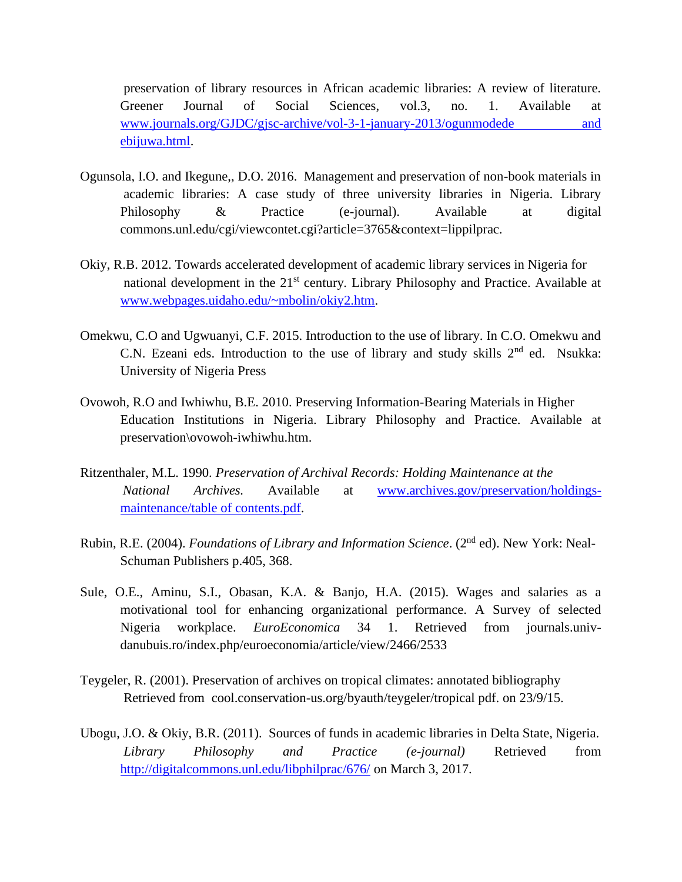preservation of library resources in African academic libraries: A review of literature. Greener Journal of Social Sciences, vol.3, no. 1. Available at www.journals.org/GJDC/gjsc-archive/vol-3-1-january-2013/ogunmodede and ebijuwa.html.

Ogunsola, I.O. and Ikegune,, D.O. 2016. Management and preservation of non-book materials in academic libraries: A case study of three university libraries in Nigeria. Library Philosophy & Practice (e-journal). Available at digital commons.unl.edu/cgi/viewcontet.cgi?article=3765&context=lippilprac.

Okiy, R.B. 2012. Towards accelerated development of academic library services in Nigeria for national development in the 21st century. Library Philosophy and Practice. Available at www.webpages.uidaho.edu/~mbolin/okiy2.htm.

Omekwu, C.O and Ugwuanyi, C.F. 2015. Introduction to the use of library. In C.O. Omekwu and C.N. Ezeani eds. Introduction to the use of library and study skills 2nd ed. Nsukka: University of Nigeria Press

Ovowoh, R.O and Iwhiwhu, B.E. 2010. Preserving Information-Bearing Materials in Higher Education Institutions in Nigeria. Library Philosophy and Practice. Available at preservation\ovowoh-iwhiwhu.htm.

Ritzenthaler, M.L. 1990. *Preservation of Archival Records: Holding Maintenance at the National Archives.* Available at www.archives.gov/preservation/holdings-maintenance/table of contents.pdf.

Rubin, R.E. (2004). *Foundations of Library and Information Science*. (2nd ed). New York: Neal-Schuman Publishers p.405, 368.

Sule, O.E., Aminu, S.I., Obasan, K.A. & Banjo, H.A. (2015). Wages and salaries as a motivational tool for enhancing organizational performance. A Survey of selected Nigeria workplace. *EuroEconomica* 34 1. Retrieved from journals.univ-danubuis.ro/index.php/euroeconomia/article/view/2466/2533

Teygeler, R. (2001). Preservation of archives on tropical climates: annotated bibliography Retrieved from cool.conservation-us.org/byauth/teygeler/tropical pdf. on 23/9/15.

Ubogu, J.O. & Okiy, B.R. (2011). Sources of funds in academic libraries in Delta State, Nigeria. *Library Philosophy and Practice (e-journal)* Retrieved from http://digitalcommons.unl.edu/libphilprac/676/ on March 3, 2017.